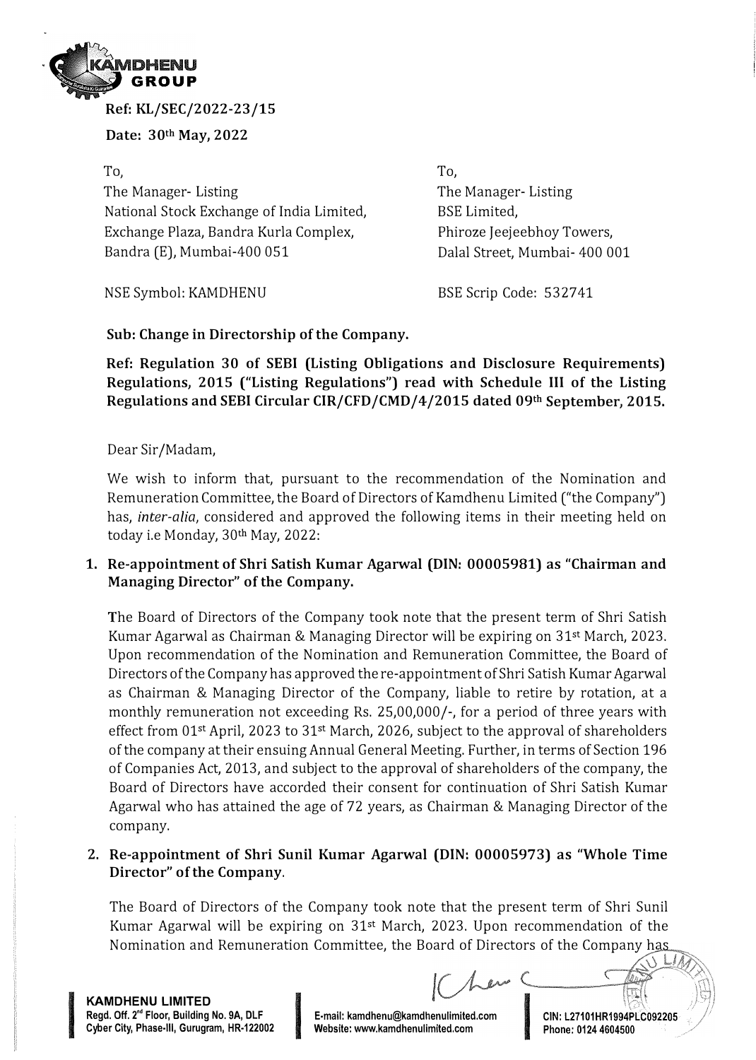Ref: KL/SEC/2022-23/15

Date: 30th May, 2022

To,
The Manager- Listing
National Stock Exchange of India Limited,
Exchange Plaza, Bandra Kurla Complex,
Bandra (E), Mumbai-400 051

NSE Symbol: KAMDHENU

To,
The Manager- Listing
BSE Limited,
Phiroze Jeejeebhoy Towers,
Dalal Street, Mumbai- 400 001

BSE Scrip Code: 532741

**Sub: Change in Directorship of the Company.**

**Ref: Regulation 30 of SEBI (Listing Obligations and Disclosure Requirements) Regulations, 2015 ("Listing Regulations") read with Schedule III of the Listing Regulations and SEBI Circular CIR/CFD/CMD/4/2015 dated 09th September, 2015.**

Dear Sir/Madam,

We wish to inform that, pursuant to the recommendation of the Nomination and Remuneration Committee, the Board of Directors of Kamdhenu Limited ("the Company") has, *inter-alia*, considered and approved the following items in their meeting held on today i.e Monday, 30th May, 2022:

1. **Re-appointment of Shri Satish Kumar Agarwal (DIN: 00005981) as "Chairman and Managing Director" of the Company.**

   The Board of Directors of the Company took note that the present term of Shri Satish Kumar Agarwal as Chairman & Managing Director will be expiring on 31st March, 2023. Upon recommendation of the Nomination and Remuneration Committee, the Board of Directors of the Company has approved the re-appointment of Shri Satish Kumar Agarwal as Chairman & Managing Director of the Company, liable to retire by rotation, at a monthly remuneration not exceeding Rs. 25,00,000/-, for a period of three years with effect from 01st April, 2023 to 31st March, 2026, subject to the approval of shareholders of the company at their ensuing Annual General Meeting. Further, in terms of Section 196 of Companies Act, 2013, and subject to the approval of shareholders of the company, the Board of Directors have accorded their consent for continuation of Shri Satish Kumar Agarwal who has attained the age of 72 years, as Chairman & Managing Director of the company.

2. **Re-appointment of Shri Sunil Kumar Agarwal (DIN: 00005973) as "Whole Time Director" of the Company.**

   The Board of Directors of the Company took note that the present term of Shri Sunil Kumar Agarwal will be expiring on 31st March, 2023. Upon recommendation of the Nomination and Remuneration Committee, the Board of Directors of the Company has

**KAMDHENU LIMITED**
Regd. Off. 2nd Floor, Building No. 9A, DLF Cyber City, Phase-III, Gurugram, HR-122002
E-mail: kamdhenu@kamdhenulimited.com
Website: www.kamdhenulimited.com
CIN: L27101HR1994PLC092205
Phone: 0124 4604500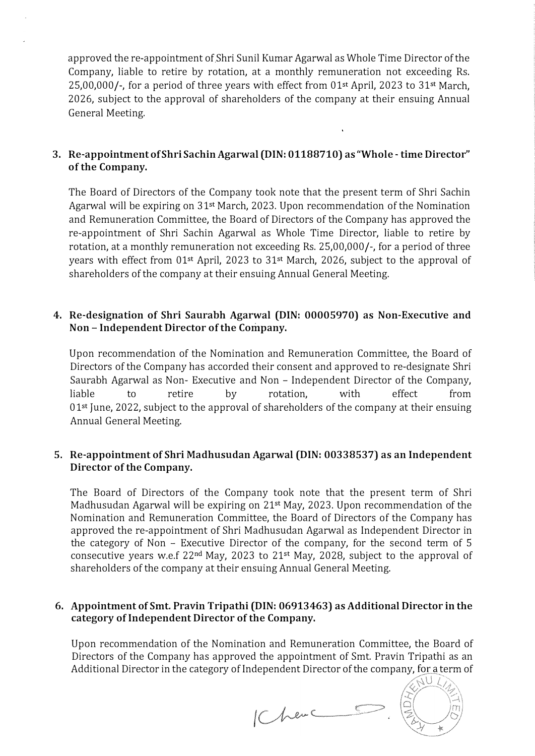approved the re-appointment of Shri Sunil Kumar Agarwal as Whole Time Director of the Company, liable to retire by rotation, at a monthly remuneration not exceeding Rs. 25,00,000/-, for a period of three years with effect from 01st April, 2023 to 31st March, 2026, subject to the approval of shareholders of the company at their ensuing Annual General Meeting.

**3. Re-appointment of Shri Sachin Agarwal (DIN: 01188710) as "Whole - time Director" of the Company.**

The Board of Directors of the Company took note that the present term of Shri Sachin Agarwal will be expiring on 31st March, 2023. Upon recommendation of the Nomination and Remuneration Committee, the Board of Directors of the Company has approved the re-appointment of Shri Sachin Agarwal as Whole Time Director, liable to retire by rotation, at a monthly remuneration not exceeding Rs. 25,00,000/-, for a period of three years with effect from 01st April, 2023 to 31st March, 2026, subject to the approval of shareholders of the company at their ensuing Annual General Meeting.

**4. Re-designation of Shri Saurabh Agarwal (DIN: 00005970) as Non-Executive and Non – Independent Director of the Company.**

Upon recommendation of the Nomination and Remuneration Committee, the Board of Directors of the Company has accorded their consent and approved to re-designate Shri Saurabh Agarwal as Non- Executive and Non – Independent Director of the Company, liable to retire by rotation, with effect from 01st June, 2022, subject to the approval of shareholders of the company at their ensuing Annual General Meeting.

**5. Re-appointment of Shri Madhusudan Agarwal (DIN: 00338537) as an Independent Director of the Company.**

The Board of Directors of the Company took note that the present term of Shri Madhusudan Agarwal will be expiring on 21st May, 2023. Upon recommendation of the Nomination and Remuneration Committee, the Board of Directors of the Company has approved the re-appointment of Shri Madhusudan Agarwal as Independent Director in the category of Non – Executive Director of the company, for the second term of 5 consecutive years w.e.f 22nd May, 2023 to 21st May, 2028, subject to the approval of shareholders of the company at their ensuing Annual General Meeting.

**6. Appointment of Smt. Pravin Tripathi (DIN: 06913463) as Additional Director in the category of Independent Director of the Company.**

Upon recommendation of the Nomination and Remuneration Committee, the Board of Directors of the Company has approved the appointment of Smt. Pravin Tripathi as an Additional Director in the category of Independent Director of the company, for a term of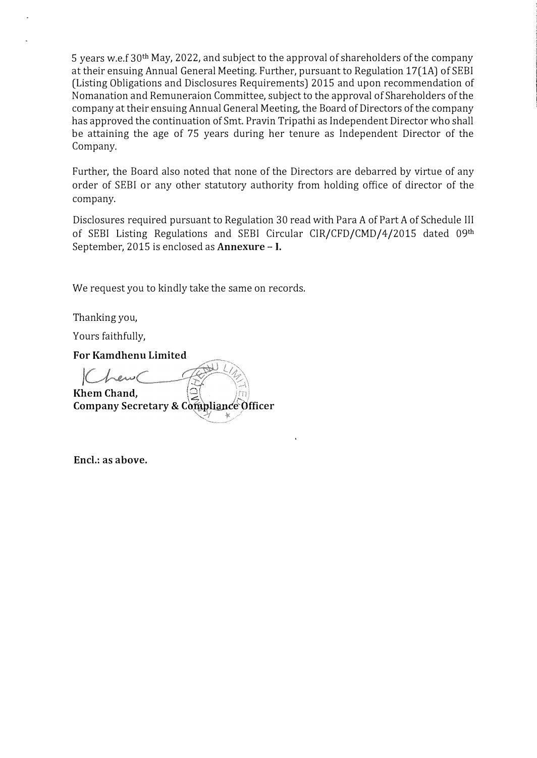5 years w.e.f 30th May, 2022, and subject to the approval of shareholders of the company at their ensuing Annual General Meeting. Further, pursuant to Regulation 17(1A) of SEBI (Listing Obligations and Disclosures Requirements) 2015 and upon recommendation of Nomanation and Remuneraion Committee, subject to the approval of Shareholders of the company at their ensuing Annual General Meeting, the Board of Directors of the company has approved the continuation of Smt. Pravin Tripathi as Independent Director who shall be attaining the age of 75 years during her tenure as Independent Director of the Company.

Further, the Board also noted that none of the Directors are debarred by virtue of any order of SEBI or any other statutory authority from holding office of director of the company.

Disclosures required pursuant to Regulation 30 read with Para A of Part A of Schedule III of SEBI Listing Regulations and SEBI Circular CIR/CFD/CMD/4/2015 dated 09th September, 2015 is enclosed as **Annexure – I.**

We request you to kindly take the same on records.

Thanking you,

Yours faithfully,

**For Kamdhenu Limited**

**Khem Chand,**
**Company Secretary & Compliance Officer**

**Encl.: as above.**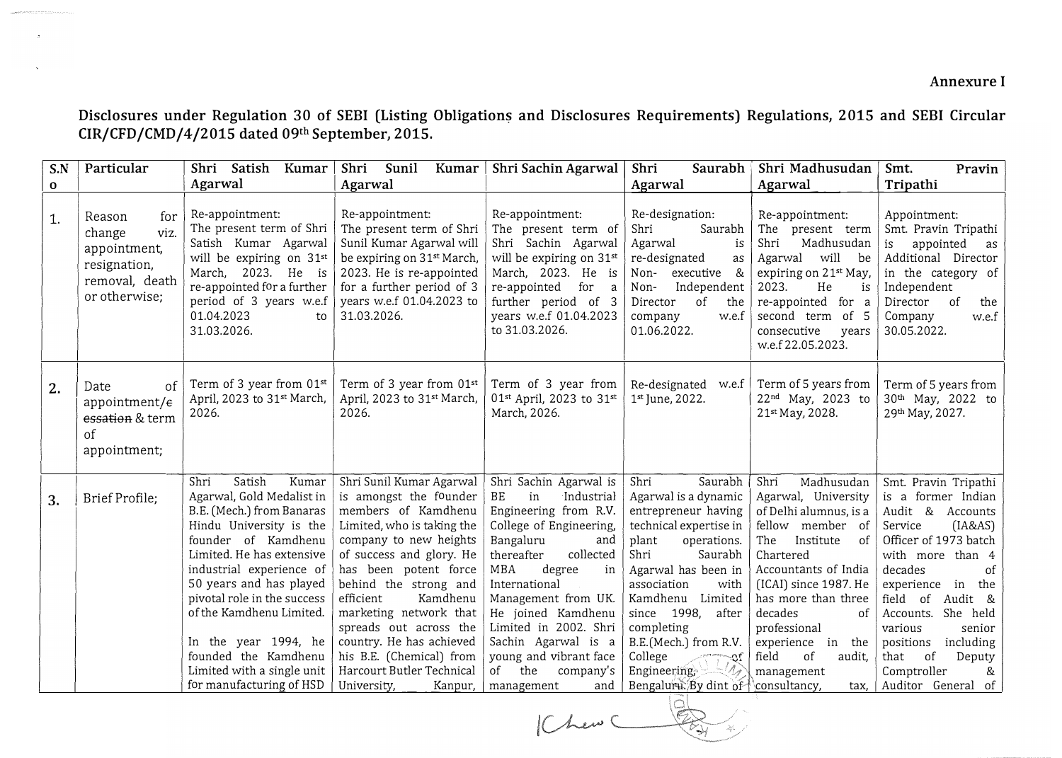**Annexure I**

**Disclosures under Regulation 30 of SEBI (Listing Obligations and Disclosures Requirements) Regulations, 2015 and SEBI Circular CIR/CFD/CMD/4/2015 dated 09th September, 2015.**

| S.No | Particular | Shri Satish Kumar Agarwal | Shri Sunil Kumar Agarwal | Shri Sachin Agarwal | Shri Saurabh Agarwal | Shri Madhusudan Agarwal | Smt. Pravin Tripathi |
|---|---|---|---|---|---|---|---|
| 1. | Reason for change viz. appointment, resignation, removal, death or otherwise; | Re-appointment: The present term of Shri Satish Kumar Agarwal will be expiring on 31st March, 2023. He is re-appointed for a further period of 3 years w.e.f 01.04.2023 to 31.03.2026. | Re-appointment: The present term of Shri Sunil Kumar Agarwal will be expiring on 31st March, 2023. He is re-appointed for a further period of 3 years w.e.f 01.04.2023 to 31.03.2026. | Re-appointment: The present term of Shri Sachin Agarwal will be expiring on 31st March, 2023. He is re-appointed for a further period of 3 years w.e.f 01.04.2023 to 31.03.2026. | Re-designation: Shri Saurabh Agarwal is re-designated as Non- executive & Non- Independent Director of the company w.e.f 01.06.2022. | Re-appointment: The present term Shri Madhusudan Agarwal will be expiring on 21st May, 2023. He is re-appointed for a second term of 5 consecutive years w.e.f 22.05.2023. | Appointment: Smt. Pravin Tripathi is appointed as Additional Director in the category of Independent Director of the Company w.e.f 30.05.2022. |
| 2. | Date of appointment/~~cessation~~ & term of appointment; | Term of 3 year from 01st April, 2023 to 31st March, 2026. | Term of 3 year from 01st April, 2023 to 31st March, 2026. | Term of 3 year from 01st April, 2023 to 31st March, 2026. | Re-designated w.e.f 1st June, 2022. | Term of 5 years from 22nd May, 2023 to 21st May, 2028. | Term of 5 years from 30th May, 2022 to 29th May, 2027. |
| 3. | Brief Profile; | Shri Satish Kumar Agarwal, Gold Medalist in B.E. (Mech.) from Banaras Hindu University is the founder of Kamdhenu Limited. He has extensive industrial experience of 50 years and has played pivotal role in the success of the Kamdhenu Limited.<br><br>In the year 1994, he founded the Kamdhenu Limited with a single unit for manufacturing of HSD | Shri Sunil Kumar Agarwal is amongst the founder members of Kamdhenu Limited, who is taking the company to new heights of success and glory. He has been potent force behind the strong and efficient Kamdhenu marketing network that spreads out across the country. He has achieved his B.E. (Chemical) from Harcourt Butler Technical University, Kanpur, | Shri Sachin Agarwal is BE in Industrial Engineering from R.V. College of Engineering, Bangaluru and thereafter collected MBA degree in International Management from UK. He joined Kamdhenu Limited in 2002. Shri Sachin Agarwal is a young and vibrant face of the company's management and | Shri Saurabh Agarwal is a dynamic entrepreneur having technical expertise in plant operations. Shri Saurabh Agarwal has been in association with Kamdhenu Limited since 1998, after completing B.E.(Mech.) from R.V. College of Engineering, Bengaluru. By dint of | Shri Madhusudan Agarwal, University of Delhi alumnus, is a fellow member of The Institute of Chartered Accountants of India (ICAI) since 1987. He has more than three decades of professional experience in the field of audit, management consultancy, tax, | Smt. Pravin Tripathi is a former Indian Audit & Accounts Service (IA&AS) Officer of 1973 batch with more than 4 decades of experience in the field of Audit & Accounts. She held various senior positions including that of Deputy Comptroller & Auditor General of |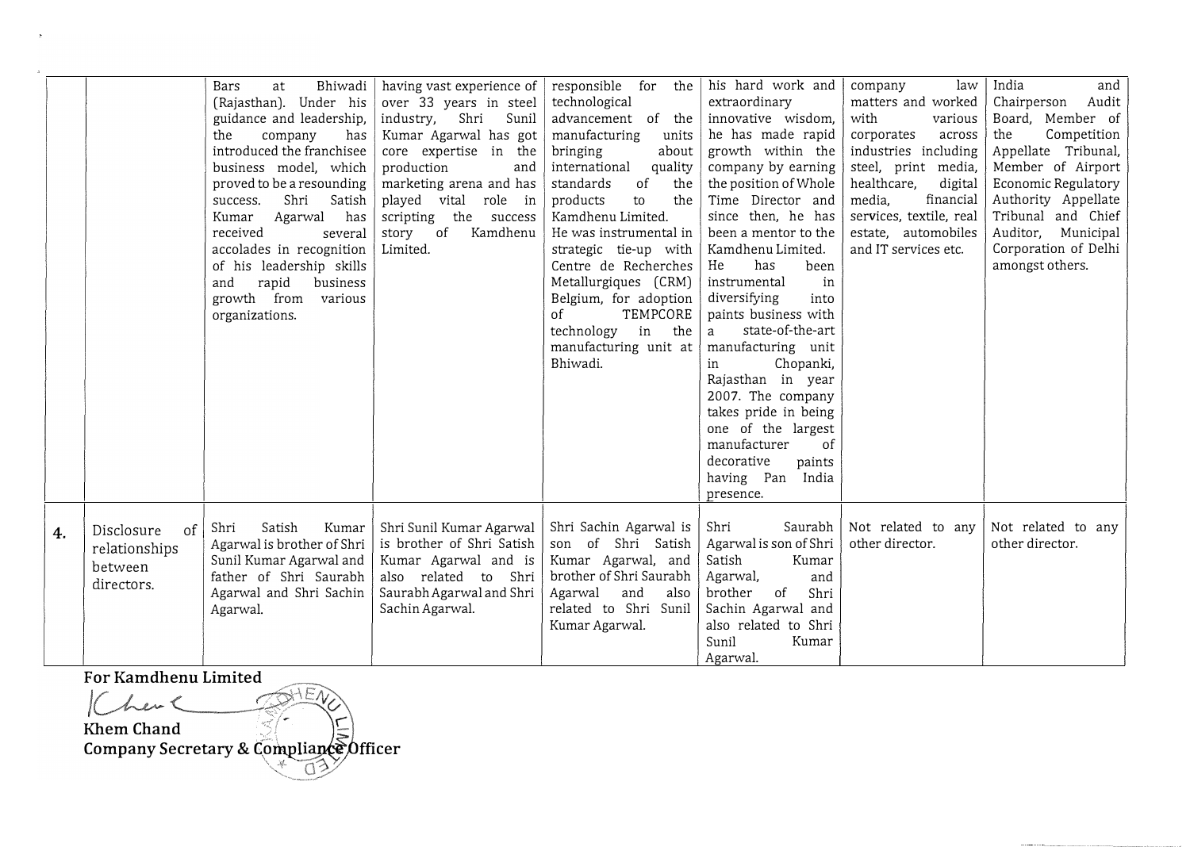| | | | | | | | |
|---|---|---|---|---|---|---|---|
| | | Bars at Bhiwadi (Rajasthan). Under his guidance and leadership, the company has introduced the franchisee business model, which proved to be a resounding success. Shri Satish Kumar Agarwal has received several accolades in recognition of his leadership skills and rapid business growth from various organizations. | having vast experience of over 33 years in steel industry, Shri Sunil Kumar Agarwal has got core expertise in the production and marketing arena and has played vital role in scripting the success story of Kamdhenu Limited. | responsible for the technological advancement of the manufacturing units bringing about international quality standards of the products to the Kamdhenu Limited. He was instrumental in strategic tie-up with Centre de Recherches Metallurgiques (CRM) Belgium, for adoption of TEMPCORE technology in the manufacturing unit at Bhiwadi. | his hard work and extraordinary innovative wisdom, he has made rapid growth within the company by earning the position of Whole Time Director and since then, he has been a mentor to the Kamdhenu Limited. He has been instrumental in diversifying into paints business with a state-of-the-art manufacturing unit in Chopanki, Rajasthan in year 2007. The company takes pride in being one of the largest manufacturer of decorative paints having Pan India presence. | company law matters and worked with various corporates across industries including steel, print media, healthcare, digital media, financial services, textile, real estate, automobiles and IT services etc. | India and Chairperson Audit Board, Member of the Competition Appellate Tribunal, Member of Airport Economic Regulatory Authority Appellate Tribunal and Chief Auditor, Municipal Corporation of Delhi amongst others. |
| **4.** | Disclosure of relationships between directors. | Shri Satish Kumar Agarwal is brother of Shri Sunil Kumar Agarwal and father of Shri Saurabh Agarwal and Shri Sachin Agarwal. | Shri Sunil Kumar Agarwal is brother of Shri Satish Kumar Agarwal and is also related to Shri Saurabh Agarwal and Shri Sachin Agarwal. | Shri Sachin Agarwal is son of Shri Satish Kumar Agarwal, and brother of Shri Saurabh Agarwal and also related to Shri Sunil Kumar Agarwal. | Shri Saurabh Agarwal is son of Shri Satish Kumar Agarwal, and brother of Shri Sachin Agarwal and also related to Shri Sunil Kumar Agarwal. | Not related to any other director. | Not related to any other director. |

**For Kamdhenu Limited**

**Khem Chand**
**Company Secretary & Compliance Officer**